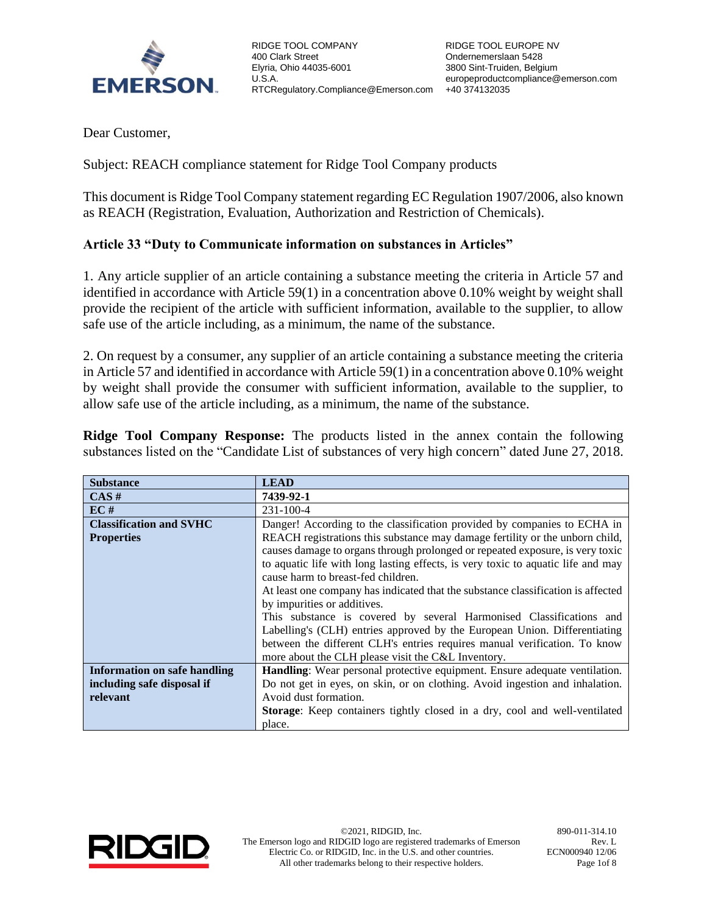RIDGE TOOL COMPANY
400 Clark Street
Elyria, Ohio 44035-6001
U.S.A.
RTCRegulatory.Compliance@Emerson.com

RIDGE TOOL EUROPE NV
Ondernemerslaan 5428
3800 Sint-Truiden, Belgium
europeproductcompliance@emerson.com
+40 374132035

Dear Customer,

Subject: REACH compliance statement for Ridge Tool Company products

This document is Ridge Tool Company statement regarding EC Regulation 1907/2006, also known as REACH (Registration, Evaluation, Authorization and Restriction of Chemicals).

## Article 33 "Duty to Communicate information on substances in Articles"

1. Any article supplier of an article containing a substance meeting the criteria in Article 57 and identified in accordance with Article 59(1) in a concentration above 0.10% weight by weight shall provide the recipient of the article with sufficient information, available to the supplier, to allow safe use of the article including, as a minimum, the name of the substance.

2. On request by a consumer, any supplier of an article containing a substance meeting the criteria in Article 57 and identified in accordance with Article 59(1) in a concentration above 0.10% weight by weight shall provide the consumer with sufficient information, available to the supplier, to allow safe use of the article including, as a minimum, the name of the substance.

**Ridge Tool Company Response:** The products listed in the annex contain the following substances listed on the "Candidate List of substances of very high concern" dated June 27, 2018.

| **Substance** | **LEAD** |
|---|---|
| **CAS #** | **7439-92-1** |
| **EC #** | 231-100-4 |
| **Classification and SVHC Properties** | Danger! According to the classification provided by companies to ECHA in REACH registrations this substance may damage fertility or the unborn child, causes damage to organs through prolonged or repeated exposure, is very toxic to aquatic life with long lasting effects, is very toxic to aquatic life and may cause harm to breast-fed children. At least one company has indicated that the substance classification is affected by impurities or additives. This substance is covered by several Harmonised Classifications and Labelling's (CLH) entries approved by the European Union. Differentiating between the different CLH's entries requires manual verification. To know more about the CLH please visit the C&L Inventory. |
| **Information on safe handling including safe disposal if relevant** | **Handling**: Wear personal protective equipment. Ensure adequate ventilation. Do not get in eyes, on skin, or on clothing. Avoid ingestion and inhalation. Avoid dust formation. **Storage**: Keep containers tightly closed in a dry, cool and well-ventilated place. |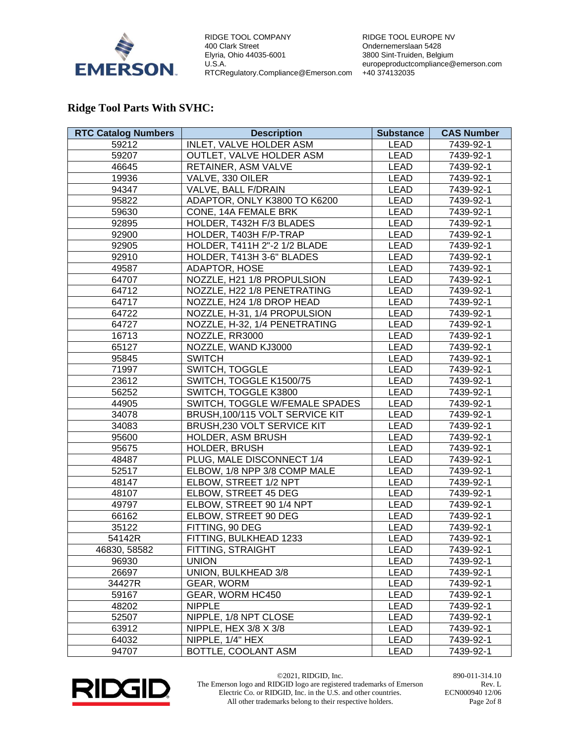RIDGE TOOL COMPANY
400 Clark Street
Elyria, Ohio 44035-6001
U.S.A.
RTCRegulatory.Compliance@Emerson.com

RIDGE TOOL EUROPE NV
Ondernemerslaan 5428
3800 Sint-Truiden, Belgium
europeproductcompliance@emerson.com
+40 374132035

## Ridge Tool Parts With SVHC:

| RTC Catalog Numbers | Description | Substance | CAS Number |
|---|---|---|---|
| 59212 | INLET, VALVE HOLDER ASM | LEAD | 7439-92-1 |
| 59207 | OUTLET, VALVE HOLDER ASM | LEAD | 7439-92-1 |
| 46645 | RETAINER, ASM VALVE | LEAD | 7439-92-1 |
| 19936 | VALVE, 330 OILER | LEAD | 7439-92-1 |
| 94347 | VALVE, BALL F/DRAIN | LEAD | 7439-92-1 |
| 95822 | ADAPTOR, ONLY K3800 TO K6200 | LEAD | 7439-92-1 |
| 59630 | CONE, 14A FEMALE BRK | LEAD | 7439-92-1 |
| 92895 | HOLDER, T432H F/3 BLADES | LEAD | 7439-92-1 |
| 92900 | HOLDER, T403H F/P-TRAP | LEAD | 7439-92-1 |
| 92905 | HOLDER, T411H 2"-2 1/2 BLADE | LEAD | 7439-92-1 |
| 92910 | HOLDER, T413H 3-6" BLADES | LEAD | 7439-92-1 |
| 49587 | ADAPTOR, HOSE | LEAD | 7439-92-1 |
| 64707 | NOZZLE, H21 1/8 PROPULSION | LEAD | 7439-92-1 |
| 64712 | NOZZLE, H22 1/8 PENETRATING | LEAD | 7439-92-1 |
| 64717 | NOZZLE, H24 1/8 DROP HEAD | LEAD | 7439-92-1 |
| 64722 | NOZZLE, H-31, 1/4 PROPULSION | LEAD | 7439-92-1 |
| 64727 | NOZZLE, H-32, 1/4 PENETRATING | LEAD | 7439-92-1 |
| 16713 | NOZZLE, RR3000 | LEAD | 7439-92-1 |
| 65127 | NOZZLE, WAND KJ3000 | LEAD | 7439-92-1 |
| 95845 | SWITCH | LEAD | 7439-92-1 |
| 71997 | SWITCH, TOGGLE | LEAD | 7439-92-1 |
| 23612 | SWITCH, TOGGLE K1500/75 | LEAD | 7439-92-1 |
| 56252 | SWITCH, TOGGLE K3800 | LEAD | 7439-92-1 |
| 44905 | SWITCH, TOGGLE W/FEMALE SPADES | LEAD | 7439-92-1 |
| 34078 | BRUSH,100/115 VOLT SERVICE KIT | LEAD | 7439-92-1 |
| 34083 | BRUSH,230 VOLT SERVICE KIT | LEAD | 7439-92-1 |
| 95600 | HOLDER, ASM BRUSH | LEAD | 7439-92-1 |
| 95675 | HOLDER, BRUSH | LEAD | 7439-92-1 |
| 48487 | PLUG, MALE DISCONNECT 1/4 | LEAD | 7439-92-1 |
| 52517 | ELBOW, 1/8 NPP 3/8 COMP MALE | LEAD | 7439-92-1 |
| 48147 | ELBOW, STREET 1/2 NPT | LEAD | 7439-92-1 |
| 48107 | ELBOW, STREET 45 DEG | LEAD | 7439-92-1 |
| 49797 | ELBOW, STREET 90 1/4 NPT | LEAD | 7439-92-1 |
| 66162 | ELBOW, STREET 90 DEG | LEAD | 7439-92-1 |
| 35122 | FITTING, 90 DEG | LEAD | 7439-92-1 |
| 54142R | FITTING, BULKHEAD 1233 | LEAD | 7439-92-1 |
| 46830, 58582 | FITTING, STRAIGHT | LEAD | 7439-92-1 |
| 96930 | UNION | LEAD | 7439-92-1 |
| 26697 | UNION, BULKHEAD 3/8 | LEAD | 7439-92-1 |
| 34427R | GEAR, WORM | LEAD | 7439-92-1 |
| 59167 | GEAR, WORM HC450 | LEAD | 7439-92-1 |
| 48202 | NIPPLE | LEAD | 7439-92-1 |
| 52507 | NIPPLE, 1/8 NPT CLOSE | LEAD | 7439-92-1 |
| 63912 | NIPPLE, HEX 3/8 X 3/8 | LEAD | 7439-92-1 |
| 64032 | NIPPLE, 1/4" HEX | LEAD | 7439-92-1 |
| 94707 | BOTTLE, COOLANT ASM | LEAD | 7439-92-1 |

©2021, RIDGID, Inc.
The Emerson logo and RIDGID logo are registered trademarks of Emerson Electric Co. or RIDGID, Inc. in the U.S. and other countries.
All other trademarks belong to their respective holders.

890-011-314.10
Rev. L
ECN000940 12/06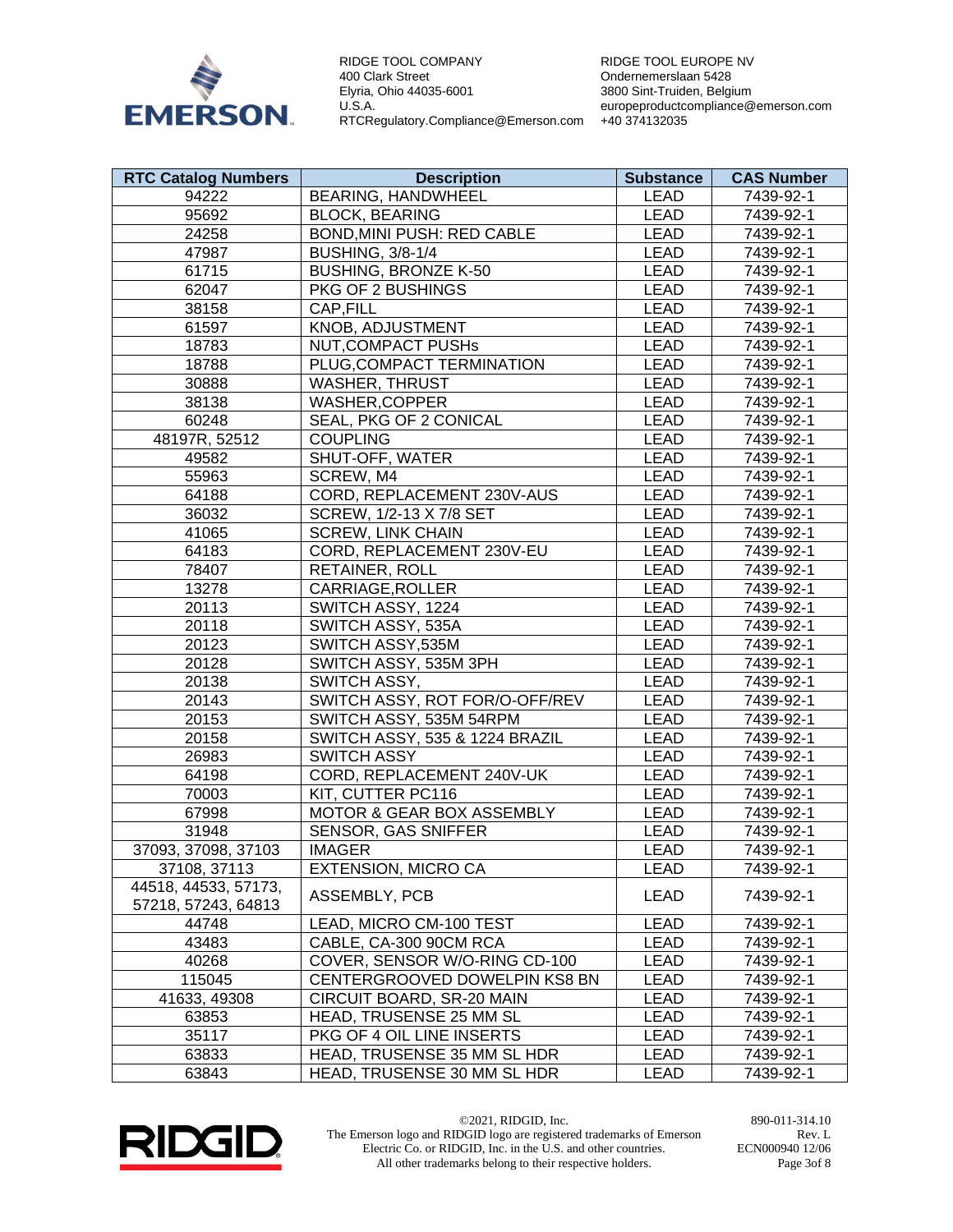RIDGE TOOL COMPANY
400 Clark Street
Elyria, Ohio 44035-6001
U.S.A.
RTCRegulatory.Compliance@Emerson.com

RIDGE TOOL EUROPE NV
Ondernemerslaan 5428
3800 Sint-Truiden, Belgium
europeproductcompliance@emerson.com
+40 374132035

| RTC Catalog Numbers | Description | Substance | CAS Number |
|---|---|---|---|
| 94222 | BEARING, HANDWHEEL | LEAD | 7439-92-1 |
| 95692 | BLOCK, BEARING | LEAD | 7439-92-1 |
| 24258 | BOND,MINI PUSH: RED CABLE | LEAD | 7439-92-1 |
| 47987 | BUSHING, 3/8-1/4 | LEAD | 7439-92-1 |
| 61715 | BUSHING, BRONZE K-50 | LEAD | 7439-92-1 |
| 62047 | PKG OF 2 BUSHINGS | LEAD | 7439-92-1 |
| 38158 | CAP,FILL | LEAD | 7439-92-1 |
| 61597 | KNOB, ADJUSTMENT | LEAD | 7439-92-1 |
| 18783 | NUT,COMPACT PUSHs | LEAD | 7439-92-1 |
| 18788 | PLUG,COMPACT TERMINATION | LEAD | 7439-92-1 |
| 30888 | WASHER, THRUST | LEAD | 7439-92-1 |
| 38138 | WASHER,COPPER | LEAD | 7439-92-1 |
| 60248 | SEAL, PKG OF 2 CONICAL | LEAD | 7439-92-1 |
| 48197R, 52512 | COUPLING | LEAD | 7439-92-1 |
| 49582 | SHUT-OFF, WATER | LEAD | 7439-92-1 |
| 55963 | SCREW, M4 | LEAD | 7439-92-1 |
| 64188 | CORD, REPLACEMENT 230V-AUS | LEAD | 7439-92-1 |
| 36032 | SCREW, 1/2-13 X 7/8 SET | LEAD | 7439-92-1 |
| 41065 | SCREW, LINK CHAIN | LEAD | 7439-92-1 |
| 64183 | CORD, REPLACEMENT 230V-EU | LEAD | 7439-92-1 |
| 78407 | RETAINER, ROLL | LEAD | 7439-92-1 |
| 13278 | CARRIAGE,ROLLER | LEAD | 7439-92-1 |
| 20113 | SWITCH ASSY, 1224 | LEAD | 7439-92-1 |
| 20118 | SWITCH ASSY, 535A | LEAD | 7439-92-1 |
| 20123 | SWITCH ASSY,535M | LEAD | 7439-92-1 |
| 20128 | SWITCH ASSY, 535M 3PH | LEAD | 7439-92-1 |
| 20138 | SWITCH ASSY, | LEAD | 7439-92-1 |
| 20143 | SWITCH ASSY, ROT FOR/O-OFF/REV | LEAD | 7439-92-1 |
| 20153 | SWITCH ASSY, 535M 54RPM | LEAD | 7439-92-1 |
| 20158 | SWITCH ASSY, 535 & 1224 BRAZIL | LEAD | 7439-92-1 |
| 26983 | SWITCH ASSY | LEAD | 7439-92-1 |
| 64198 | CORD, REPLACEMENT 240V-UK | LEAD | 7439-92-1 |
| 70003 | KIT, CUTTER PC116 | LEAD | 7439-92-1 |
| 67998 | MOTOR & GEAR BOX ASSEMBLY | LEAD | 7439-92-1 |
| 31948 | SENSOR, GAS SNIFFER | LEAD | 7439-92-1 |
| 37093, 37098, 37103 | IMAGER | LEAD | 7439-92-1 |
| 37108, 37113 | EXTENSION, MICRO CA | LEAD | 7439-92-1 |
| 44518, 44533, 57173, 57218, 57243, 64813 | ASSEMBLY, PCB | LEAD | 7439-92-1 |
| 44748 | LEAD, MICRO CM-100 TEST | LEAD | 7439-92-1 |
| 43483 | CABLE, CA-300 90CM RCA | LEAD | 7439-92-1 |
| 40268 | COVER, SENSOR W/O-RING CD-100 | LEAD | 7439-92-1 |
| 115045 | CENTERGROOVED DOWELPIN KS8 BN | LEAD | 7439-92-1 |
| 41633, 49308 | CIRCUIT BOARD, SR-20 MAIN | LEAD | 7439-92-1 |
| 63853 | HEAD, TRUSENSE 25 MM SL | LEAD | 7439-92-1 |
| 35117 | PKG OF 4 OIL LINE INSERTS | LEAD | 7439-92-1 |
| 63833 | HEAD, TRUSENSE 35 MM SL HDR | LEAD | 7439-92-1 |
| 63843 | HEAD, TRUSENSE 30 MM SL HDR | LEAD | 7439-92-1 |

©2021, RIDGID, Inc.
The Emerson logo and RIDGID logo are registered trademarks of Emerson Electric Co. or RIDGID, Inc. in the U.S. and other countries.
All other trademarks belong to their respective holders.

890-011-314.10
Rev. L
ECN000940 12/06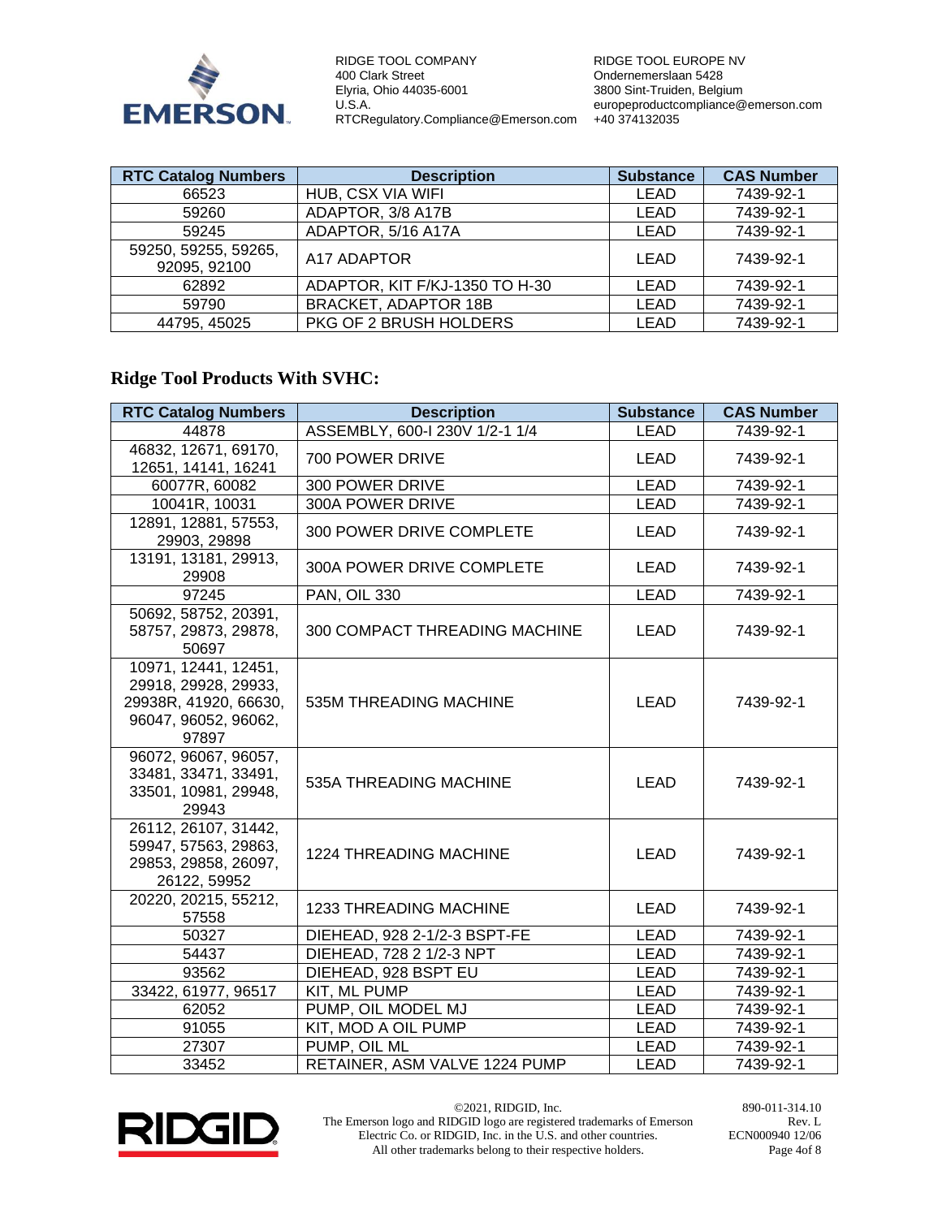| RTC Catalog Numbers | Description | Substance | CAS Number |
|---|---|---|---|
| 66523 | HUB, CSX VIA WIFI | LEAD | 7439-92-1 |
| 59260 | ADAPTOR, 3/8 A17B | LEAD | 7439-92-1 |
| 59245 | ADAPTOR, 5/16 A17A | LEAD | 7439-92-1 |
| 59250, 59255, 59265, 92095, 92100 | A17 ADAPTOR | LEAD | 7439-92-1 |
| 62892 | ADAPTOR, KIT F/KJ-1350 TO H-30 | LEAD | 7439-92-1 |
| 59790 | BRACKET, ADAPTOR 18B | LEAD | 7439-92-1 |
| 44795, 45025 | PKG OF 2 BRUSH HOLDERS | LEAD | 7439-92-1 |

## Ridge Tool Products With SVHC:

| RTC Catalog Numbers | Description | Substance | CAS Number |
|---|---|---|---|
| 44878 | ASSEMBLY, 600-I 230V 1/2-1 1/4 | LEAD | 7439-92-1 |
| 46832, 12671, 69170, 12651, 14141, 16241 | 700 POWER DRIVE | LEAD | 7439-92-1 |
| 60077R, 60082 | 300 POWER DRIVE | LEAD | 7439-92-1 |
| 10041R, 10031 | 300A POWER DRIVE | LEAD | 7439-92-1 |
| 12891, 12881, 57553, 29903, 29898 | 300 POWER DRIVE COMPLETE | LEAD | 7439-92-1 |
| 13191, 13181, 29913, 29908 | 300A POWER DRIVE COMPLETE | LEAD | 7439-92-1 |
| 97245 | PAN, OIL 330 | LEAD | 7439-92-1 |
| 50692, 58752, 20391, 58757, 29873, 29878, 50697 | 300 COMPACT THREADING MACHINE | LEAD | 7439-92-1 |
| 10971, 12441, 12451, 29918, 29928, 29933, 29938R, 41920, 66630, 96047, 96052, 96062, 97897 | 535M THREADING MACHINE | LEAD | 7439-92-1 |
| 96072, 96067, 96057, 33481, 33471, 33491, 33501, 10981, 29948, 29943 | 535A THREADING MACHINE | LEAD | 7439-92-1 |
| 26112, 26107, 31442, 59947, 57563, 29863, 29853, 29858, 26097, 26122, 59952 | 1224 THREADING MACHINE | LEAD | 7439-92-1 |
| 20220, 20215, 55212, 57558 | 1233 THREADING MACHINE | LEAD | 7439-92-1 |
| 50327 | DIEHEAD, 928 2-1/2-3 BSPT-FE | LEAD | 7439-92-1 |
| 54437 | DIEHEAD, 728 2 1/2-3 NPT | LEAD | 7439-92-1 |
| 93562 | DIEHEAD, 928 BSPT EU | LEAD | 7439-92-1 |
| 33422, 61977, 96517 | KIT, ML PUMP | LEAD | 7439-92-1 |
| 62052 | PUMP, OIL MODEL MJ | LEAD | 7439-92-1 |
| 91055 | KIT, MOD A OIL PUMP | LEAD | 7439-92-1 |
| 27307 | PUMP, OIL ML | LEAD | 7439-92-1 |
| 33452 | RETAINER, ASM VALVE 1224 PUMP | LEAD | 7439-92-1 |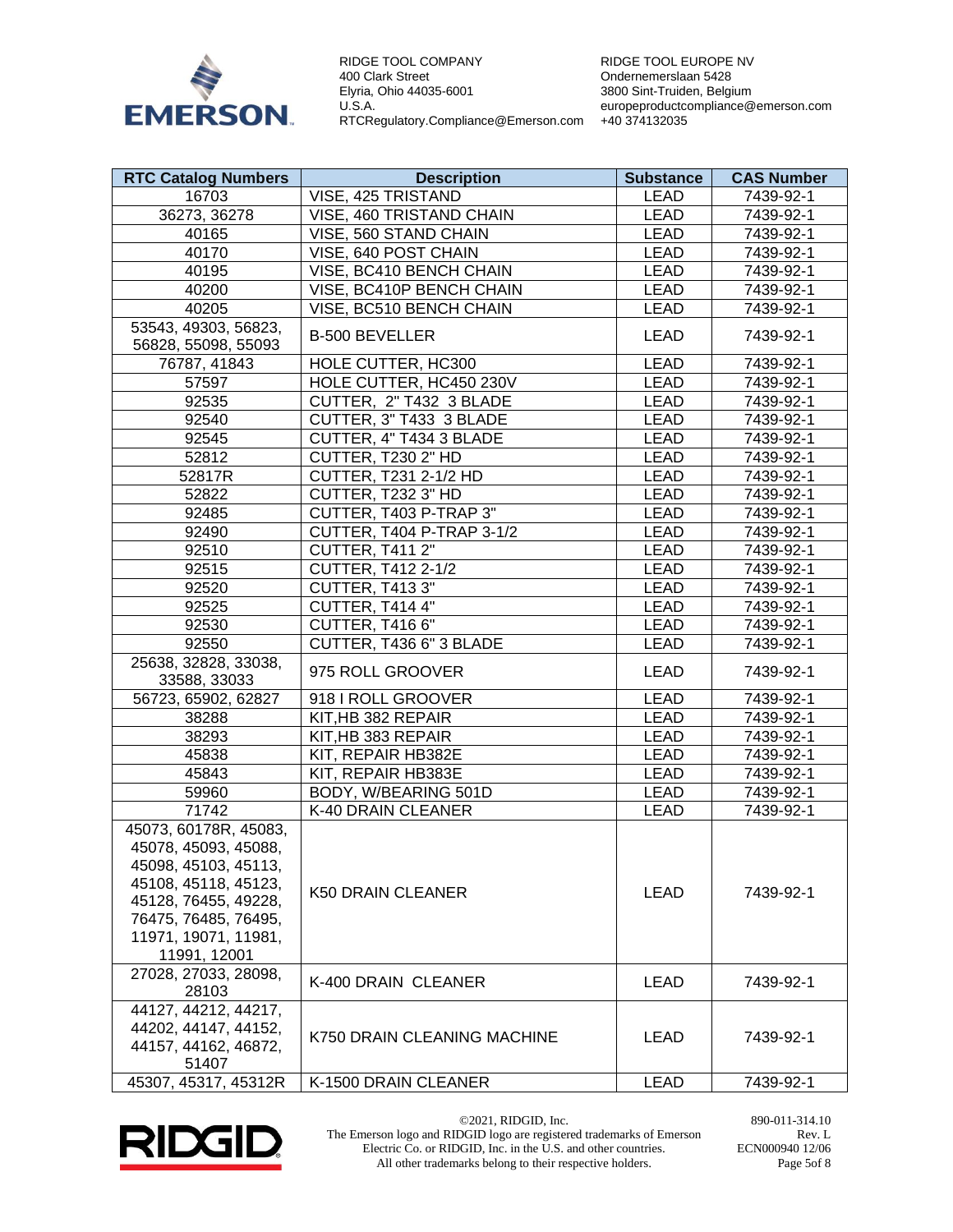RIDGE TOOL COMPANY
400 Clark Street
Elyria, Ohio 44035-6001
U.S.A.
RTCRegulatory.Compliance@Emerson.com

RIDGE TOOL EUROPE NV
Ondernemerslaan 5428
3800 Sint-Truiden, Belgium
europeproductcompliance@emerson.com
+40 374132035

| RTC Catalog Numbers | Description | Substance | CAS Number |
|---|---|---|---|
| 16703 | VISE, 425 TRISTAND | LEAD | 7439-92-1 |
| 36273, 36278 | VISE, 460 TRISTAND CHAIN | LEAD | 7439-92-1 |
| 40165 | VISE, 560 STAND CHAIN | LEAD | 7439-92-1 |
| 40170 | VISE, 640 POST CHAIN | LEAD | 7439-92-1 |
| 40195 | VISE, BC410 BENCH CHAIN | LEAD | 7439-92-1 |
| 40200 | VISE, BC410P BENCH CHAIN | LEAD | 7439-92-1 |
| 40205 | VISE, BC510 BENCH CHAIN | LEAD | 7439-92-1 |
| 53543, 49303, 56823, 56828, 55098, 55093 | B-500 BEVELLER | LEAD | 7439-92-1 |
| 76787, 41843 | HOLE CUTTER, HC300 | LEAD | 7439-92-1 |
| 57597 | HOLE CUTTER, HC450 230V | LEAD | 7439-92-1 |
| 92535 | CUTTER, 2" T432 3 BLADE | LEAD | 7439-92-1 |
| 92540 | CUTTER, 3" T433 3 BLADE | LEAD | 7439-92-1 |
| 92545 | CUTTER, 4" T434 3 BLADE | LEAD | 7439-92-1 |
| 52812 | CUTTER, T230 2" HD | LEAD | 7439-92-1 |
| 52817R | CUTTER, T231 2-1/2 HD | LEAD | 7439-92-1 |
| 52822 | CUTTER, T232 3" HD | LEAD | 7439-92-1 |
| 92485 | CUTTER, T403 P-TRAP 3" | LEAD | 7439-92-1 |
| 92490 | CUTTER, T404 P-TRAP 3-1/2 | LEAD | 7439-92-1 |
| 92510 | CUTTER, T411 2" | LEAD | 7439-92-1 |
| 92515 | CUTTER, T412 2-1/2 | LEAD | 7439-92-1 |
| 92520 | CUTTER, T413 3" | LEAD | 7439-92-1 |
| 92525 | CUTTER, T414 4" | LEAD | 7439-92-1 |
| 92530 | CUTTER, T416 6" | LEAD | 7439-92-1 |
| 92550 | CUTTER, T436 6" 3 BLADE | LEAD | 7439-92-1 |
| 25638, 32828, 33038, 33588, 33033 | 975 ROLL GROOVER | LEAD | 7439-92-1 |
| 56723, 65902, 62827 | 918 I ROLL GROOVER | LEAD | 7439-92-1 |
| 38288 | KIT,HB 382 REPAIR | LEAD | 7439-92-1 |
| 38293 | KIT,HB 383 REPAIR | LEAD | 7439-92-1 |
| 45838 | KIT, REPAIR HB382E | LEAD | 7439-92-1 |
| 45843 | KIT, REPAIR HB383E | LEAD | 7439-92-1 |
| 59960 | BODY, W/BEARING 501D | LEAD | 7439-92-1 |
| 71742 | K-40 DRAIN CLEANER | LEAD | 7439-92-1 |
| 45073, 60178R, 45083, 45078, 45093, 45088, 45098, 45103, 45113, 45108, 45118, 45123, 45128, 76455, 49228, 76475, 76485, 76495, 11971, 19071, 11981, 11991, 12001 | K50 DRAIN CLEANER | LEAD | 7439-92-1 |
| 27028, 27033, 28098, 28103 | K-400 DRAIN CLEANER | LEAD | 7439-92-1 |
| 44127, 44212, 44217, 44202, 44147, 44152, 44157, 44162, 46872, 51407 | K750 DRAIN CLEANING MACHINE | LEAD | 7439-92-1 |
| 45307, 45317, 45312R | K-1500 DRAIN CLEANER | LEAD | 7439-92-1 |

©2021, RIDGID, Inc.
The Emerson logo and RIDGID logo are registered trademarks of Emerson Electric Co. or RIDGID, Inc. in the U.S. and other countries.
All other trademarks belong to their respective holders.

890-011-314.10
Rev. L
ECN000940 12/06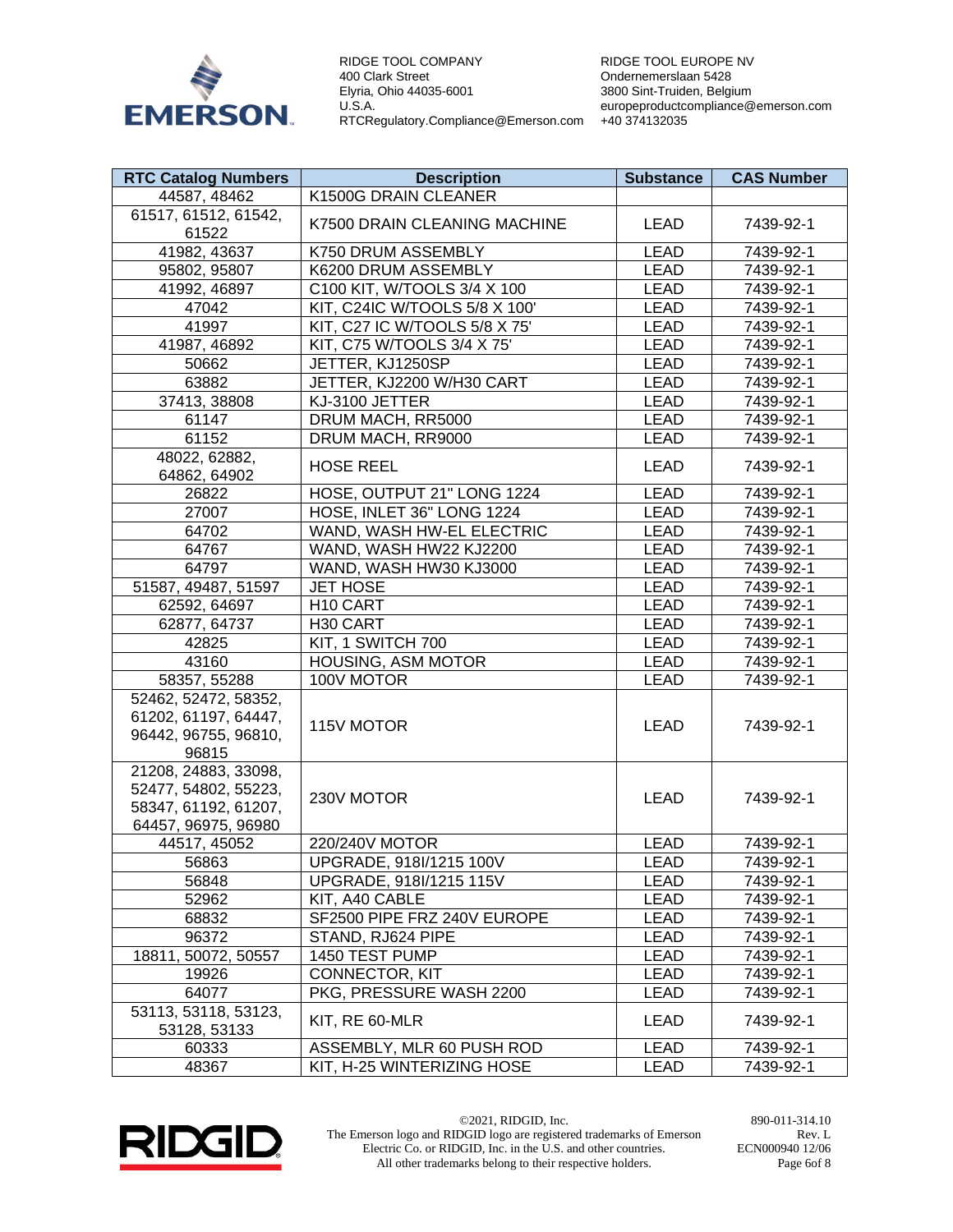RIDGE TOOL COMPANY
400 Clark Street
Elyria, Ohio 44035-6001
U.S.A.
RTCRegulatory.Compliance@Emerson.com

RIDGE TOOL EUROPE NV
Ondernemerslaan 5428
3800 Sint-Truiden, Belgium
europeproductcompliance@emerson.com
+40 374132035

| RTC Catalog Numbers | Description | Substance | CAS Number |
|---|---|---|---|
| 44587, 48462 | K1500G DRAIN CLEANER | | |
| 61517, 61512, 61542, 61522 | K7500 DRAIN CLEANING MACHINE | LEAD | 7439-92-1 |
| 41982, 43637 | K750 DRUM ASSEMBLY | LEAD | 7439-92-1 |
| 95802, 95807 | K6200 DRUM ASSEMBLY | LEAD | 7439-92-1 |
| 41992, 46897 | C100 KIT, W/TOOLS 3/4 X 100 | LEAD | 7439-92-1 |
| 47042 | KIT, C24IC W/TOOLS 5/8 X 100' | LEAD | 7439-92-1 |
| 41997 | KIT, C27 IC W/TOOLS 5/8 X 75' | LEAD | 7439-92-1 |
| 41987, 46892 | KIT, C75 W/TOOLS 3/4 X 75' | LEAD | 7439-92-1 |
| 50662 | JETTER, KJ1250SP | LEAD | 7439-92-1 |
| 63882 | JETTER, KJ2200 W/H30 CART | LEAD | 7439-92-1 |
| 37413, 38808 | KJ-3100 JETTER | LEAD | 7439-92-1 |
| 61147 | DRUM MACH, RR5000 | LEAD | 7439-92-1 |
| 61152 | DRUM MACH, RR9000 | LEAD | 7439-92-1 |
| 48022, 62882, 64862, 64902 | HOSE REEL | LEAD | 7439-92-1 |
| 26822 | HOSE, OUTPUT 21" LONG 1224 | LEAD | 7439-92-1 |
| 27007 | HOSE, INLET 36" LONG 1224 | LEAD | 7439-92-1 |
| 64702 | WAND, WASH HW-EL ELECTRIC | LEAD | 7439-92-1 |
| 64767 | WAND, WASH HW22 KJ2200 | LEAD | 7439-92-1 |
| 64797 | WAND, WASH HW30 KJ3000 | LEAD | 7439-92-1 |
| 51587, 49487, 51597 | JET HOSE | LEAD | 7439-92-1 |
| 62592, 64697 | H10 CART | LEAD | 7439-92-1 |
| 62877, 64737 | H30 CART | LEAD | 7439-92-1 |
| 42825 | KIT, 1 SWITCH 700 | LEAD | 7439-92-1 |
| 43160 | HOUSING, ASM MOTOR | LEAD | 7439-92-1 |
| 58357, 55288 | 100V MOTOR | LEAD | 7439-92-1 |
| 52462, 52472, 58352, 61202, 61197, 64447, 96442, 96755, 96810, 96815 | 115V MOTOR | LEAD | 7439-92-1 |
| 21208, 24883, 33098, 52477, 54802, 55223, 58347, 61192, 61207, 64457, 96975, 96980 | 230V MOTOR | LEAD | 7439-92-1 |
| 44517, 45052 | 220/240V MOTOR | LEAD | 7439-92-1 |
| 56863 | UPGRADE, 918I/1215 100V | LEAD | 7439-92-1 |
| 56848 | UPGRADE, 918I/1215 115V | LEAD | 7439-92-1 |
| 52962 | KIT, A40 CABLE | LEAD | 7439-92-1 |
| 68832 | SF2500 PIPE FRZ 240V EUROPE | LEAD | 7439-92-1 |
| 96372 | STAND, RJ624 PIPE | LEAD | 7439-92-1 |
| 18811, 50072, 50557 | 1450 TEST PUMP | LEAD | 7439-92-1 |
| 19926 | CONNECTOR, KIT | LEAD | 7439-92-1 |
| 64077 | PKG, PRESSURE WASH 2200 | LEAD | 7439-92-1 |
| 53113, 53118, 53123, 53128, 53133 | KIT, RE 60-MLR | LEAD | 7439-92-1 |
| 60333 | ASSEMBLY, MLR 60 PUSH ROD | LEAD | 7439-92-1 |
| 48367 | KIT, H-25 WINTERIZING HOSE | LEAD | 7439-92-1 |

©2021, RIDGID, Inc.
The Emerson logo and RIDGID logo are registered trademarks of Emerson Electric Co. or RIDGID, Inc. in the U.S. and other countries.
All other trademarks belong to their respective holders.

890-011-314.10
Rev. L
ECN000940 12/06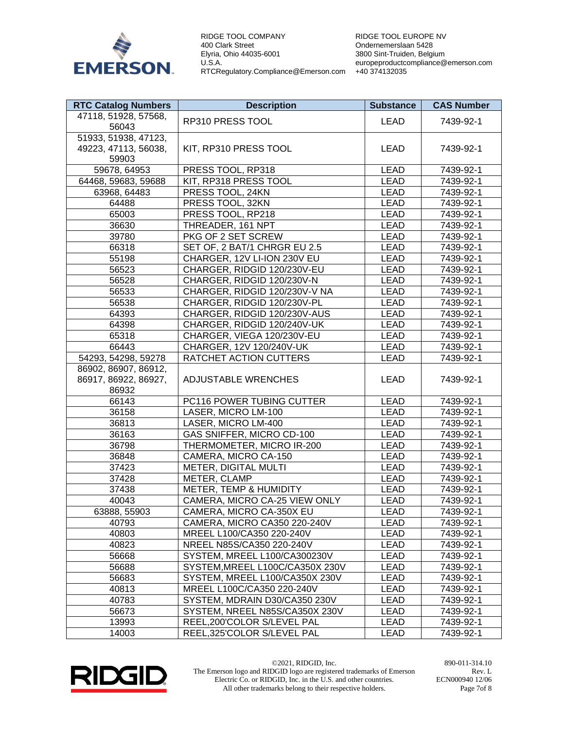RIDGE TOOL COMPANY
400 Clark Street
Elyria, Ohio 44035-6001
U.S.A.
RTCRegulatory.Compliance@Emerson.com

RIDGE TOOL EUROPE NV
Ondernemerslaan 5428
3800 Sint-Truiden, Belgium
europeproductcompliance@emerson.com
+40 374132035

| RTC Catalog Numbers | Description | Substance | CAS Number |
|---|---|---|---|
| 47118, 51928, 57568, 56043 | RP310 PRESS TOOL | LEAD | 7439-92-1 |
| 51933, 51938, 47123, 49223, 47113, 56038, 59903 | KIT, RP310 PRESS TOOL | LEAD | 7439-92-1 |
| 59678, 64953 | PRESS TOOL, RP318 | LEAD | 7439-92-1 |
| 64468, 59683, 59688 | KIT, RP318 PRESS TOOL | LEAD | 7439-92-1 |
| 63968, 64483 | PRESS TOOL, 24KN | LEAD | 7439-92-1 |
| 64488 | PRESS TOOL, 32KN | LEAD | 7439-92-1 |
| 65003 | PRESS TOOL, RP218 | LEAD | 7439-92-1 |
| 36630 | THREADER, 161 NPT | LEAD | 7439-92-1 |
| 39780 | PKG OF 2 SET SCREW | LEAD | 7439-92-1 |
| 66318 | SET OF, 2 BAT/1 CHRGR EU 2.5 | LEAD | 7439-92-1 |
| 55198 | CHARGER, 12V LI-ION 230V EU | LEAD | 7439-92-1 |
| 56523 | CHARGER, RIDGID 120/230V-EU | LEAD | 7439-92-1 |
| 56528 | CHARGER, RIDGID 120/230V-N | LEAD | 7439-92-1 |
| 56533 | CHARGER, RIDGID 120/230V-V NA | LEAD | 7439-92-1 |
| 56538 | CHARGER, RIDGID 120/230V-PL | LEAD | 7439-92-1 |
| 64393 | CHARGER, RIDGID 120/230V-AUS | LEAD | 7439-92-1 |
| 64398 | CHARGER, RIDGID 120/240V-UK | LEAD | 7439-92-1 |
| 65318 | CHARGER, VIEGA 120/230V-EU | LEAD | 7439-92-1 |
| 66443 | CHARGER, 12V 120/240V-UK | LEAD | 7439-92-1 |
| 54293, 54298, 59278 | RATCHET ACTION CUTTERS | LEAD | 7439-92-1 |
| 86902, 86907, 86912, 86917, 86922, 86927, 86932 | ADJUSTABLE WRENCHES | LEAD | 7439-92-1 |
| 66143 | PC116 POWER TUBING CUTTER | LEAD | 7439-92-1 |
| 36158 | LASER, MICRO LM-100 | LEAD | 7439-92-1 |
| 36813 | LASER, MICRO LM-400 | LEAD | 7439-92-1 |
| 36163 | GAS SNIFFER, MICRO CD-100 | LEAD | 7439-92-1 |
| 36798 | THERMOMETER, MICRO IR-200 | LEAD | 7439-92-1 |
| 36848 | CAMERA, MICRO CA-150 | LEAD | 7439-92-1 |
| 37423 | METER, DIGITAL MULTI | LEAD | 7439-92-1 |
| 37428 | METER, CLAMP | LEAD | 7439-92-1 |
| 37438 | METER, TEMP & HUMIDITY | LEAD | 7439-92-1 |
| 40043 | CAMERA, MICRO CA-25 VIEW ONLY | LEAD | 7439-92-1 |
| 63888, 55903 | CAMERA, MICRO CA-350X EU | LEAD | 7439-92-1 |
| 40793 | CAMERA, MICRO CA350 220-240V | LEAD | 7439-92-1 |
| 40803 | MREEL L100/CA350 220-240V | LEAD | 7439-92-1 |
| 40823 | NREEL N85S/CA350 220-240V | LEAD | 7439-92-1 |
| 56668 | SYSTEM, MREEL L100/CA300230V | LEAD | 7439-92-1 |
| 56688 | SYSTEM,MREEL L100C/CA350X 230V | LEAD | 7439-92-1 |
| 56683 | SYSTEM, MREEL L100/CA350X 230V | LEAD | 7439-92-1 |
| 40813 | MREEL L100C/CA350 220-240V | LEAD | 7439-92-1 |
| 40783 | SYSTEM, MDRAIN D30/CA350 230V | LEAD | 7439-92-1 |
| 56673 | SYSTEM, NREEL N85S/CA350X 230V | LEAD | 7439-92-1 |
| 13993 | REEL,200'COLOR S/LEVEL PAL | LEAD | 7439-92-1 |
| 14003 | REEL,325'COLOR S/LEVEL PAL | LEAD | 7439-92-1 |

©2021, RIDGID, Inc.
The Emerson logo and RIDGID logo are registered trademarks of Emerson Electric Co. or RIDGID, Inc. in the U.S. and other countries.
All other trademarks belong to their respective holders.

890-011-314.10
Rev. L
ECN000940 12/06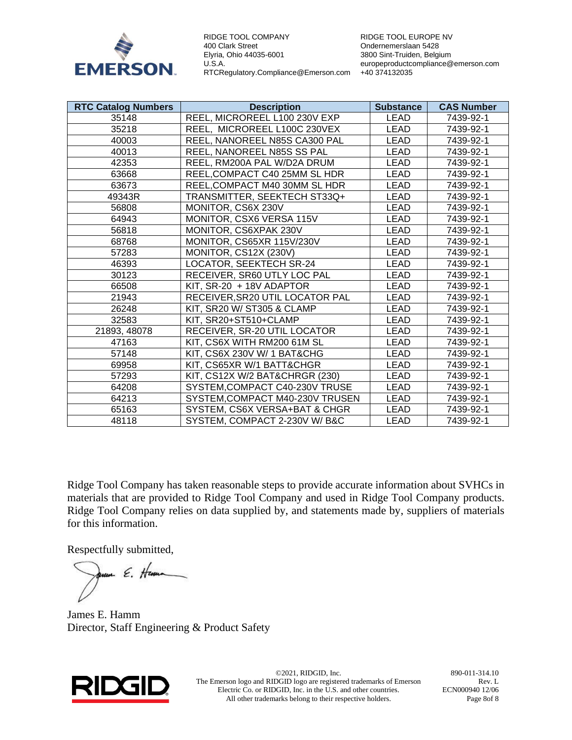RIDGE TOOL COMPANY
400 Clark Street
Elyria, Ohio 44035-6001
U.S.A.
RTCRegulatory.Compliance@Emerson.com

RIDGE TOOL EUROPE NV
Ondernemerslaan 5428
3800 Sint-Truiden, Belgium
europeproductcompliance@emerson.com
+40 374132035

| RTC Catalog Numbers | Description | Substance | CAS Number |
|---|---|---|---|
| 35148 | REEL, MICROREEL L100 230V EXP | LEAD | 7439-92-1 |
| 35218 | REEL, MICROREEL L100C 230VEX | LEAD | 7439-92-1 |
| 40003 | REEL, NANOREEL N85S CA300 PAL | LEAD | 7439-92-1 |
| 40013 | REEL, NANOREEL N85S SS PAL | LEAD | 7439-92-1 |
| 42353 | REEL, RM200A PAL W/D2A DRUM | LEAD | 7439-92-1 |
| 63668 | REEL,COMPACT C40 25MM SL HDR | LEAD | 7439-92-1 |
| 63673 | REEL,COMPACT M40 30MM SL HDR | LEAD | 7439-92-1 |
| 49343R | TRANSMITTER, SEEKTECH ST33Q+ | LEAD | 7439-92-1 |
| 56808 | MONITOR, CS6X 230V | LEAD | 7439-92-1 |
| 64943 | MONITOR, CSX6 VERSA 115V | LEAD | 7439-92-1 |
| 56818 | MONITOR, CS6XPAK 230V | LEAD | 7439-92-1 |
| 68768 | MONITOR, CS65XR 115V/230V | LEAD | 7439-92-1 |
| 57283 | MONITOR, CS12X (230V) | LEAD | 7439-92-1 |
| 46393 | LOCATOR, SEEKTECH SR-24 | LEAD | 7439-92-1 |
| 30123 | RECEIVER, SR60 UTLY LOC PAL | LEAD | 7439-92-1 |
| 66508 | KIT, SR-20 + 18V ADAPTOR | LEAD | 7439-92-1 |
| 21943 | RECEIVER,SR20 UTIL LOCATOR PAL | LEAD | 7439-92-1 |
| 26248 | KIT, SR20 W/ ST305 & CLAMP | LEAD | 7439-92-1 |
| 32583 | KIT, SR20+ST510+CLAMP | LEAD | 7439-92-1 |
| 21893, 48078 | RECEIVER, SR-20 UTIL LOCATOR | LEAD | 7439-92-1 |
| 47163 | KIT, CS6X WITH RM200 61M SL | LEAD | 7439-92-1 |
| 57148 | KIT, CS6X 230V W/ 1 BAT&CHG | LEAD | 7439-92-1 |
| 69958 | KIT, CS65XR W/1 BATT&CHGR | LEAD | 7439-92-1 |
| 57293 | KIT, CS12X W/2 BAT&CHRGR (230) | LEAD | 7439-92-1 |
| 64208 | SYSTEM,COMPACT C40-230V TRUSE | LEAD | 7439-92-1 |
| 64213 | SYSTEM,COMPACT M40-230V TRUSEN | LEAD | 7439-92-1 |
| 65163 | SYSTEM, CS6X VERSA+BAT & CHGR | LEAD | 7439-92-1 |
| 48118 | SYSTEM, COMPACT 2-230V W/ B&C | LEAD | 7439-92-1 |

Ridge Tool Company has taken reasonable steps to provide accurate information about SVHCs in materials that are provided to Ridge Tool Company and used in Ridge Tool Company products. Ridge Tool Company relies on data supplied by, and statements made by, suppliers of materials for this information.

Respectfully submitted,

James E. Hamm
Director, Staff Engineering & Product Safety

©2021, RIDGID, Inc.
The Emerson logo and RIDGID logo are registered trademarks of Emerson Electric Co. or RIDGID, Inc. in the U.S. and other countries.
All other trademarks belong to their respective holders.

890-011-314.10
Rev. L
ECN000940 12/06